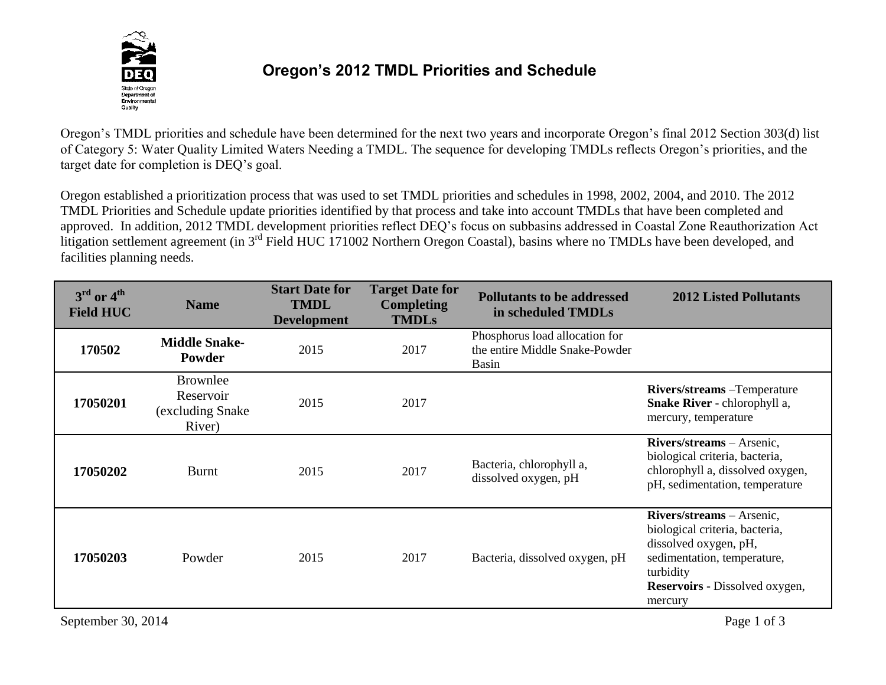# Oregon's 2012 TMDL Priorities and Schedule

Oregon's TMDL priorities and schedule have been determined for the next two years and incorporate Oregon's final 2012 Section 303(d) list of Category 5: Water Quality Limited Waters Needing a TMDL. The sequence for developing TMDLs reflects Oregon's priorities, and the target date for completion is DEQ's goal.

Oregon established a prioritization process that was used to set TMDL priorities and schedules in 1998, 2002, 2004, and 2010. The 2012 TMDL Priorities and Schedule update priorities identified by that process and take into account TMDLs that have been completed and approved. In addition, 2012 TMDL development priorities reflect DEQ's focus on subbasins addressed in Coastal Zone Reauthorization Act litigation settlement agreement (in 3rd Field HUC 171002 Northern Oregon Coastal), basins where no TMDLs have been developed, and facilities planning needs.

| 3rd or 4th Field HUC | Name | Start Date for TMDL Development | Target Date for Completing TMDLs | Pollutants to be addressed in scheduled TMDLs | 2012 Listed Pollutants |
|---|---|---|---|---|---|
| **170502** | **Middle Snake-Powder** | 2015 | 2017 | Phosphorus load allocation for the entire Middle Snake-Powder Basin | |
| **17050201** | Brownlee Reservoir (excluding Snake River) | 2015 | 2017 | | **Rivers/streams** –Temperature<br>**Snake River** - chlorophyll a, mercury, temperature |
| **17050202** | Burnt | 2015 | 2017 | Bacteria, chlorophyll a, dissolved oxygen, pH | **Rivers/streams** – Arsenic, biological criteria, bacteria, chlorophyll a, dissolved oxygen, pH, sedimentation, temperature |
| **17050203** | Powder | 2015 | 2017 | Bacteria, dissolved oxygen, pH | **Rivers/streams** – Arsenic, biological criteria, bacteria, dissolved oxygen, pH, sedimentation, temperature, turbidity<br>**Reservoirs** - Dissolved oxygen, mercury |

September 30, 2014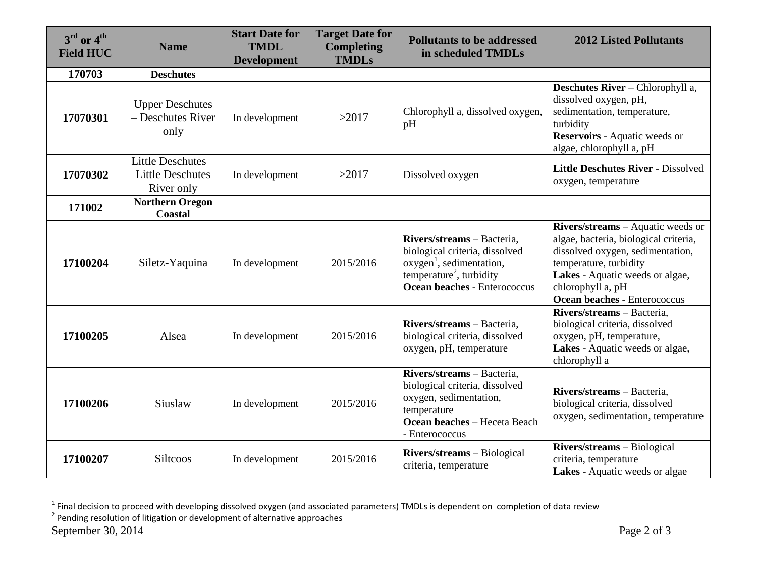| 3[rd] or 4[th] Field HUC | Name | Start Date for TMDL Development | Target Date for Completing TMDLs | Pollutants to be addressed in scheduled TMDLs | 2012 Listed Pollutants |
|---|---|---|---|---|---|
| **170703** | **Deschutes** | | | | |
| **17070301** | Upper Deschutes – Deschutes River only | In development | >2017 | Chlorophyll a, dissolved oxygen, pH | **Deschutes River** – Chlorophyll a, dissolved oxygen, pH, sedimentation, temperature, turbidity **Reservoirs** - Aquatic weeds or algae, chlorophyll a, pH |
| **17070302** | Little Deschutes – Little Deschutes River only | In development | >2017 | Dissolved oxygen | **Little Deschutes River** - Dissolved oxygen, temperature |
| **171002** | **Northern Oregon Coastal** | | | | |
| **17100204** | Siletz-Yaquina | In development | 2015/2016 | **Rivers/streams** – Bacteria, biological criteria, dissolved oxygen[1], sedimentation, temperature[2], turbidity **Ocean beaches** - Enterococcus | **Rivers/streams** – Aquatic weeds or algae, bacteria, biological criteria, dissolved oxygen, sedimentation, temperature, turbidity **Lakes** - Aquatic weeds or algae, chlorophyll a, pH **Ocean beaches** - Enterococcus |
| **17100205** | Alsea | In development | 2015/2016 | **Rivers/streams** – Bacteria, biological criteria, dissolved oxygen, pH, temperature | **Rivers/streams** – Bacteria, biological criteria, dissolved oxygen, pH, temperature, **Lakes** - Aquatic weeds or algae, chlorophyll a |
| **17100206** | Siuslaw | In development | 2015/2016 | **Rivers/streams** – Bacteria, biological criteria, dissolved oxygen, sedimentation, temperature **Ocean beaches** – Heceta Beach - Enterococcus | **Rivers/streams** – Bacteria, biological criteria, dissolved oxygen, sedimentation, temperature |
| **17100207** | Siltcoos | In development | 2015/2016 | **Rivers/streams** – Biological criteria, temperature | **Rivers/streams** – Biological criteria, temperature **Lakes** - Aquatic weeds or algae |

[1] Final decision to proceed with developing dissolved oxygen (and associated parameters) TMDLs is dependent on completion of data review

[2] Pending resolution of litigation or development of alternative approaches

September 30, 2014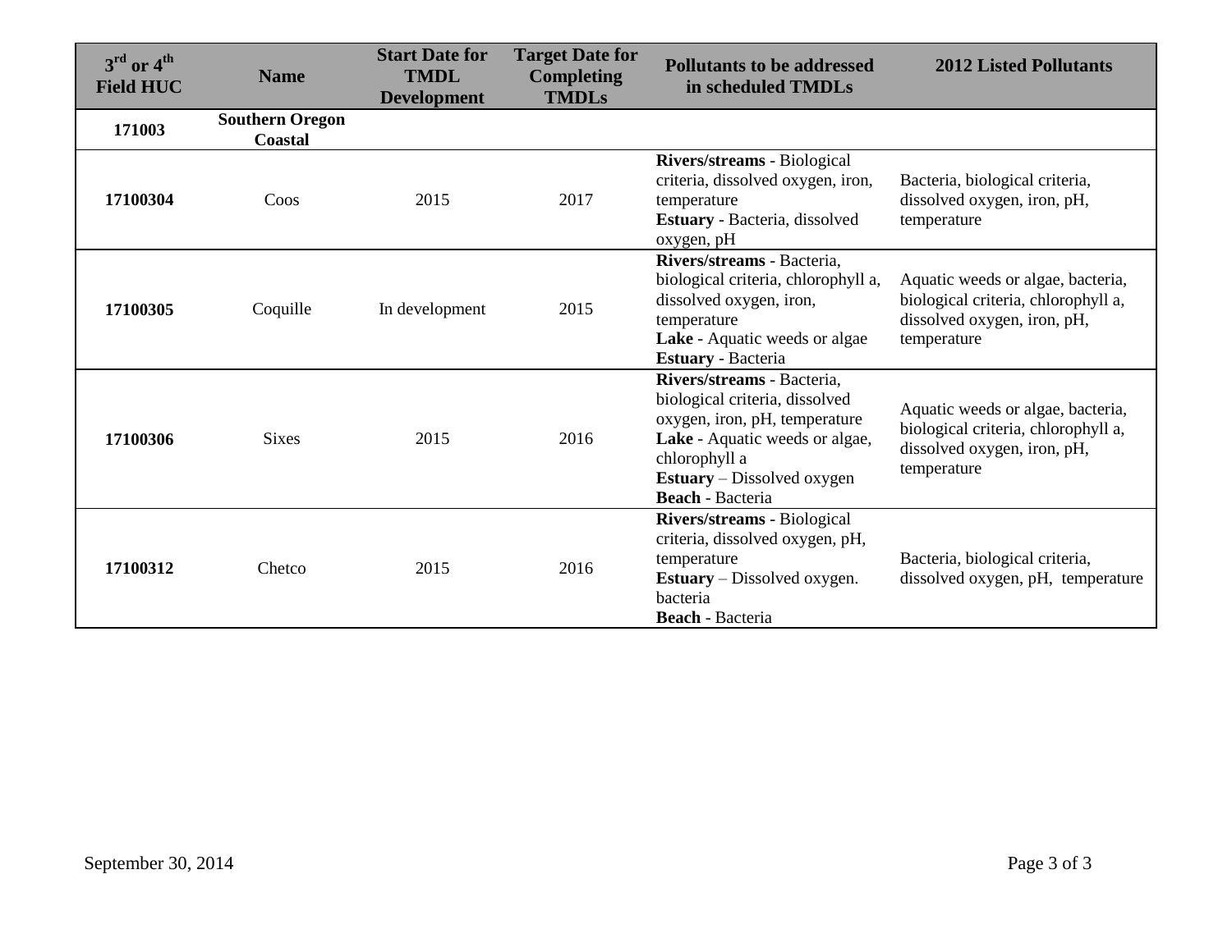| 3[rd] or 4[th] Field HUC | Name | Start Date for TMDL Development | Target Date for Completing TMDLs | Pollutants to be addressed in scheduled TMDLs | 2012 Listed Pollutants |
|---|---|---|---|---|---|
| **171003** | **Southern Oregon Coastal** | | | | |
| **17100304** | Coos | 2015 | 2017 | **Rivers/streams** - Biological criteria, dissolved oxygen, iron, temperature<br>**Estuary** - Bacteria, dissolved oxygen, pH | Bacteria, biological criteria, dissolved oxygen, iron, pH, temperature |
| **17100305** | Coquille | In development | 2015 | **Rivers/streams** - Bacteria, biological criteria, chlorophyll a, dissolved oxygen, iron, temperature<br>**Lake** - Aquatic weeds or algae<br>**Estuary** - Bacteria | Aquatic weeds or algae, bacteria, biological criteria, chlorophyll a, dissolved oxygen, iron, pH, temperature |
| **17100306** | Sixes | 2015 | 2016 | **Rivers/streams** - Bacteria, biological criteria, dissolved oxygen, iron, pH, temperature<br>**Lake** - Aquatic weeds or algae, chlorophyll a<br>**Estuary** – Dissolved oxygen<br>**Beach** - Bacteria | Aquatic weeds or algae, bacteria, biological criteria, chlorophyll a, dissolved oxygen, iron, pH, temperature |
| **17100312** | Chetco | 2015 | 2016 | **Rivers/streams** - Biological criteria, dissolved oxygen, pH, temperature<br>**Estuary** – Dissolved oxygen. bacteria<br>**Beach** - Bacteria | Bacteria, biological criteria, dissolved oxygen, pH, temperature |

September 30, 2014